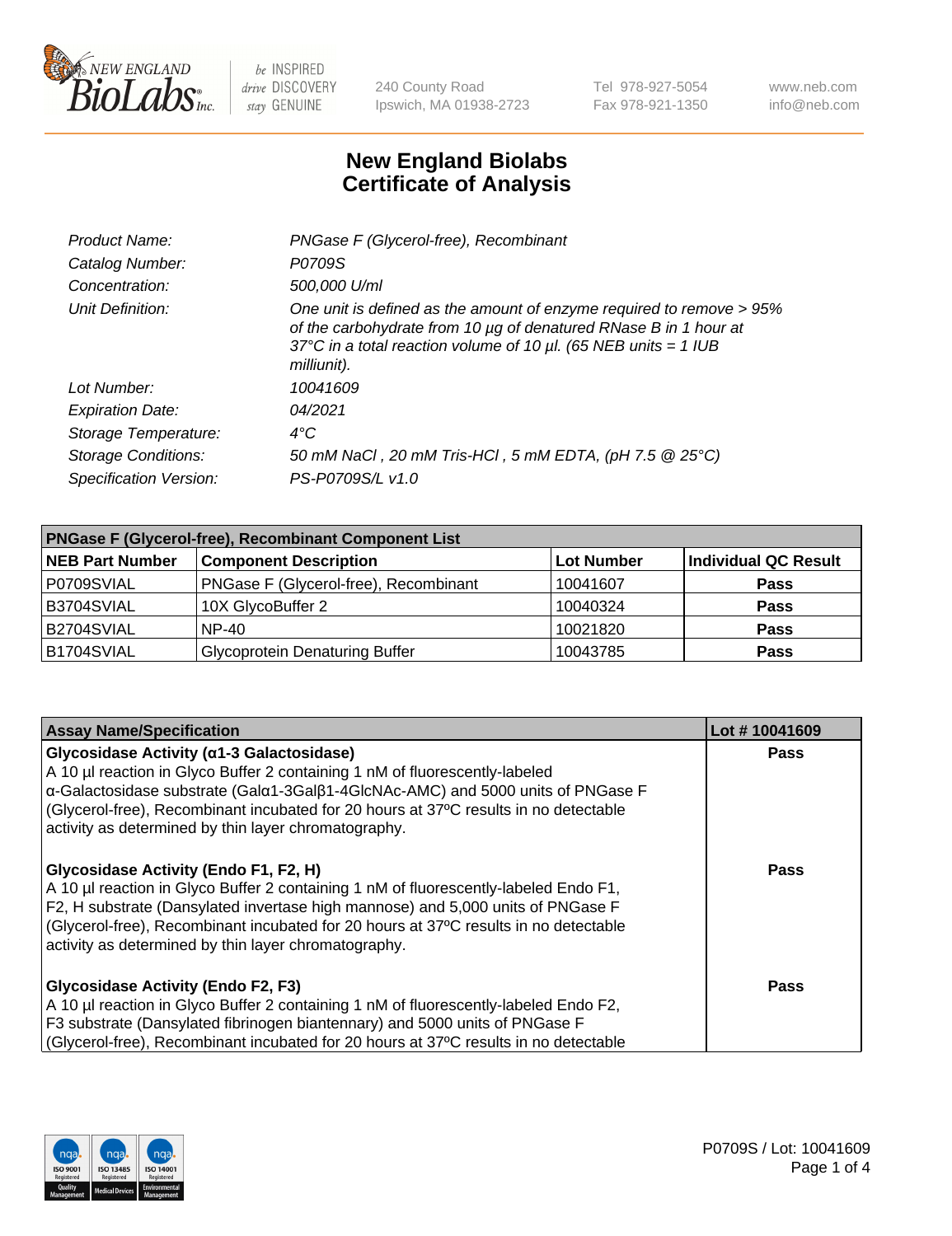# New England Biolabs Certificate of Analysis

| | |
|---|---|
| *Product Name:* | *PNGase F (Glycerol-free), Recombinant* |
| *Catalog Number:* | *P0709S* |
| *Concentration:* | *500,000 U/ml* |
| *Unit Definition:* | *One unit is defined as the amount of enzyme required to remove > 95% of the carbohydrate from 10 µg of denatured RNase B in 1 hour at 37°C in a total reaction volume of 10 µl. (65 NEB units = 1 IUB milliunit).* |
| *Lot Number:* | *10041609* |
| *Expiration Date:* | *04/2021* |
| *Storage Temperature:* | *4°C* |
| *Storage Conditions:* | *50 mM NaCl , 20 mM Tris-HCl , 5 mM EDTA, (pH 7.5 @ 25°C)* |
| *Specification Version:* | *PS-P0709S/L v1.0* |

| PNGase F (Glycerol-free), Recombinant Component List | | | |
|---|---|---|---|
| **NEB Part Number** | **Component Description** | **Lot Number** | **Individual QC Result** |
| P0709SVIAL | PNGase F (Glycerol-free), Recombinant | 10041607 | **Pass** |
| B3704SVIAL | 10X GlycoBuffer 2 | 10040324 | **Pass** |
| B2704SVIAL | NP-40 | 10021820 | **Pass** |
| B1704SVIAL | Glycoprotein Denaturing Buffer | 10043785 | **Pass** |

| Assay Name/Specification | Lot # 10041609 |
|---|---|
| **Glycosidase Activity (α1-3 Galactosidase)** A 10 µl reaction in Glyco Buffer 2 containing 1 nM of fluorescently-labeled α-Galactosidase substrate (Galα1-3Galβ1-4GlcNAc-AMC) and 5000 units of PNGase F (Glycerol-free), Recombinant incubated for 20 hours at 37ºC results in no detectable activity as determined by thin layer chromatography. | **Pass** |
| **Glycosidase Activity (Endo F1, F2, H)** A 10 µl reaction in Glyco Buffer 2 containing 1 nM of fluorescently-labeled Endo F1, F2, H substrate (Dansylated invertase high mannose) and 5,000 units of PNGase F (Glycerol-free), Recombinant incubated for 20 hours at 37ºC results in no detectable activity as determined by thin layer chromatography. | **Pass** |
| **Glycosidase Activity (Endo F2, F3)** A 10 µl reaction in Glyco Buffer 2 containing 1 nM of fluorescently-labeled Endo F2, F3 substrate (Dansylated fibrinogen biantennary) and 5000 units of PNGase F (Glycerol-free), Recombinant incubated for 20 hours at 37ºC results in no detectable | **Pass** |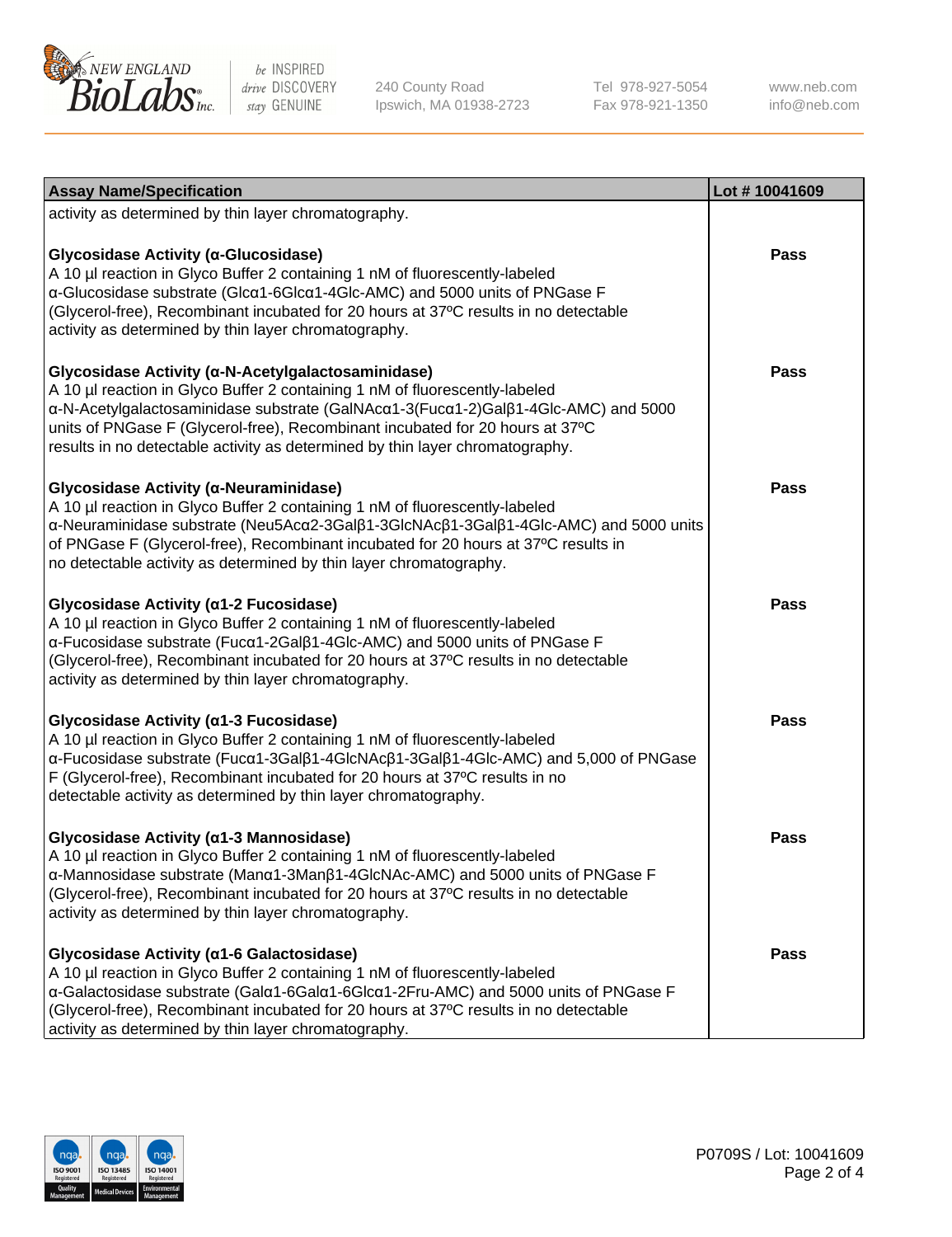| Assay Name/Specification | Lot # 10041609 |
|---|---|
| activity as determined by thin layer chromatography. | |
| **Glycosidase Activity (α-Glucosidase)**<br>A 10 µl reaction in Glyco Buffer 2 containing 1 nM of fluorescently-labeled α-Glucosidase substrate (Glcα1-6Glcα1-4Glc-AMC) and 5000 units of PNGase F (Glycerol-free), Recombinant incubated for 20 hours at 37ºC results in no detectable activity as determined by thin layer chromatography. | Pass |
| **Glycosidase Activity (α-N-Acetylgalactosaminidase)**<br>A 10 µl reaction in Glyco Buffer 2 containing 1 nM of fluorescently-labeled α-N-Acetylgalactosaminidase substrate (GalNAcα1-3(Fucα1-2)Galβ1-4Glc-AMC) and 5000 units of PNGase F (Glycerol-free), Recombinant incubated for 20 hours at 37ºC results in no detectable activity as determined by thin layer chromatography. | Pass |
| **Glycosidase Activity (α-Neuraminidase)**<br>A 10 µl reaction in Glyco Buffer 2 containing 1 nM of fluorescently-labeled α-Neuraminidase substrate (Neu5Acα2-3Galβ1-3GlcNAcβ1-3Galβ1-4Glc-AMC) and 5000 units of PNGase F (Glycerol-free), Recombinant incubated for 20 hours at 37ºC results in no detectable activity as determined by thin layer chromatography. | Pass |
| **Glycosidase Activity (α1-2 Fucosidase)**<br>A 10 µl reaction in Glyco Buffer 2 containing 1 nM of fluorescently-labeled α-Fucosidase substrate (Fucα1-2Galβ1-4Glc-AMC) and 5000 units of PNGase F (Glycerol-free), Recombinant incubated for 20 hours at 37ºC results in no detectable activity as determined by thin layer chromatography. | Pass |
| **Glycosidase Activity (α1-3 Fucosidase)**<br>A 10 µl reaction in Glyco Buffer 2 containing 1 nM of fluorescently-labeled α-Fucosidase substrate (Fucα1-3Galβ1-4GlcNAcβ1-3Galβ1-4Glc-AMC) and 5,000 of PNGase F (Glycerol-free), Recombinant incubated for 20 hours at 37ºC results in no detectable activity as determined by thin layer chromatography. | Pass |
| **Glycosidase Activity (α1-3 Mannosidase)**<br>A 10 µl reaction in Glyco Buffer 2 containing 1 nM of fluorescently-labeled α-Mannosidase substrate (Manα1-3Manβ1-4GlcNAc-AMC) and 5000 units of PNGase F (Glycerol-free), Recombinant incubated for 20 hours at 37ºC results in no detectable activity as determined by thin layer chromatography. | Pass |
| **Glycosidase Activity (α1-6 Galactosidase)**<br>A 10 µl reaction in Glyco Buffer 2 containing 1 nM of fluorescently-labeled α-Galactosidase substrate (Galα1-6Galα1-6Glcα1-2Fru-AMC) and 5000 units of PNGase F (Glycerol-free), Recombinant incubated for 20 hours at 37ºC results in no detectable activity as determined by thin layer chromatography. | Pass |

P0709S / Lot: 10041609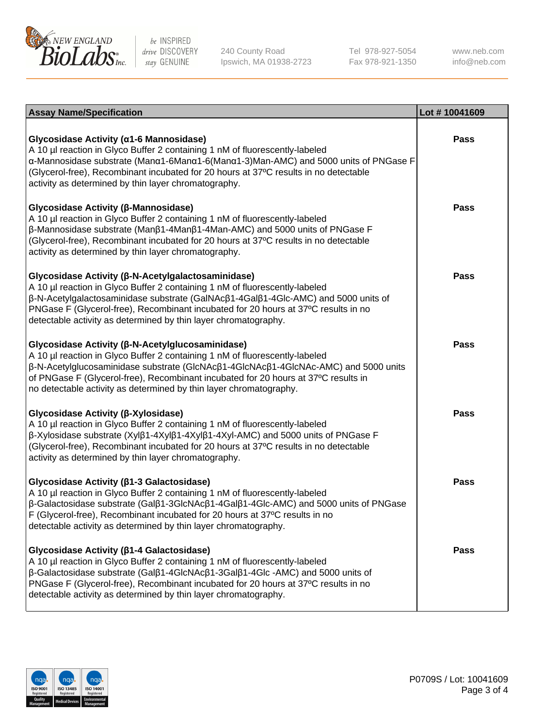| Assay Name/Specification | Lot # 10041609 |
| --- | --- |
| **Glycosidase Activity (α1-6 Mannosidase)**<br>A 10 µl reaction in Glyco Buffer 2 containing 1 nM of fluorescently-labeled α-Mannosidase substrate (Manα1-6Manα1-6(Manα1-3)Man-AMC) and 5000 units of PNGase F (Glycerol-free), Recombinant incubated for 20 hours at 37ºC results in no detectable activity as determined by thin layer chromatography. | Pass |
| **Glycosidase Activity (β-Mannosidase)**<br>A 10 µl reaction in Glyco Buffer 2 containing 1 nM of fluorescently-labeled β-Mannosidase substrate (Manβ1-4Manβ1-4Man-AMC) and 5000 units of PNGase F (Glycerol-free), Recombinant incubated for 20 hours at 37ºC results in no detectable activity as determined by thin layer chromatography. | Pass |
| **Glycosidase Activity (β-N-Acetylgalactosaminidase)**<br>A 10 µl reaction in Glyco Buffer 2 containing 1 nM of fluorescently-labeled β-N-Acetylgalactosaminidase substrate (GalNAcβ1-4Galβ1-4Glc-AMC) and 5000 units of PNGase F (Glycerol-free), Recombinant incubated for 20 hours at 37ºC results in no detectable activity as determined by thin layer chromatography. | Pass |
| **Glycosidase Activity (β-N-Acetylglucosaminidase)**<br>A 10 µl reaction in Glyco Buffer 2 containing 1 nM of fluorescently-labeled β-N-Acetylglucosaminidase substrate (GlcNAcβ1-4GlcNAcβ1-4GlcNAc-AMC) and 5000 units of PNGase F (Glycerol-free), Recombinant incubated for 20 hours at 37ºC results in no detectable activity as determined by thin layer chromatography. | Pass |
| **Glycosidase Activity (β-Xylosidase)**<br>A 10 µl reaction in Glyco Buffer 2 containing 1 nM of fluorescently-labeled β-Xylosidase substrate (Xylβ1-4Xylβ1-4Xylβ1-4Xyl-AMC) and 5000 units of PNGase F (Glycerol-free), Recombinant incubated for 20 hours at 37ºC results in no detectable activity as determined by thin layer chromatography. | Pass |
| **Glycosidase Activity (β1-3 Galactosidase)**<br>A 10 µl reaction in Glyco Buffer 2 containing 1 nM of fluorescently-labeled β-Galactosidase substrate (Galβ1-3GlcNAcβ1-4Galβ1-4Glc-AMC) and 5000 units of PNGase F (Glycerol-free), Recombinant incubated for 20 hours at 37ºC results in no detectable activity as determined by thin layer chromatography. | Pass |
| **Glycosidase Activity (β1-4 Galactosidase)**<br>A 10 µl reaction in Glyco Buffer 2 containing 1 nM of fluorescently-labeled β-Galactosidase substrate (Galβ1-4GlcNAcβ1-3Galβ1-4Glc -AMC) and 5000 units of PNGase F (Glycerol-free), Recombinant incubated for 20 hours at 37ºC results in no detectable activity as determined by thin layer chromatography. | Pass |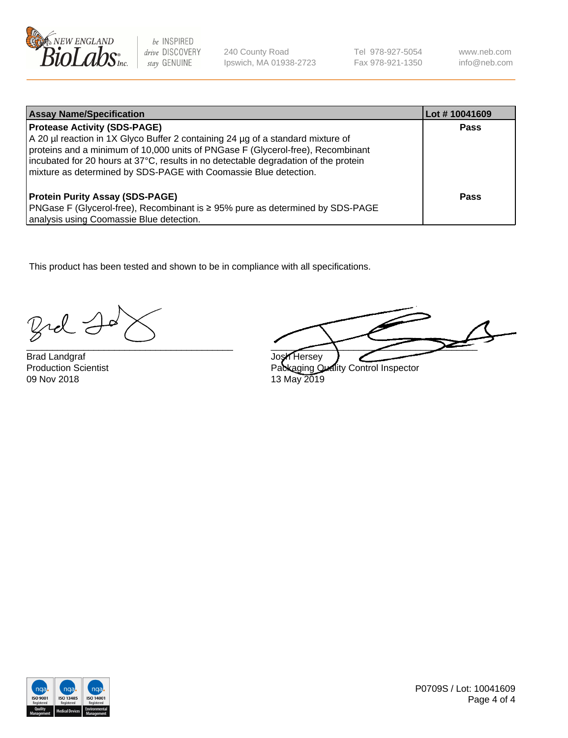New England BioLabs Inc. — be INSPIRED drive DISCOVERY stay GENUINE

240 County Road
Ipswich, MA 01938-2723

Tel 978-927-5054
Fax 978-921-1350

www.neb.com
info@neb.com

| Assay Name/Specification | Lot # 10041609 |
| --- | --- |
| **Protease Activity (SDS-PAGE)** A 20 µl reaction in 1X Glyco Buffer 2 containing 24 µg of a standard mixture of proteins and a minimum of 10,000 units of PNGase F (Glycerol-free), Recombinant incubated for 20 hours at 37°C, results in no detectable degradation of the protein mixture as determined by SDS-PAGE with Coomassie Blue detection. | **Pass** |
| **Protein Purity Assay (SDS-PAGE)** PNGase F (Glycerol-free), Recombinant is ≥ 95% pure as determined by SDS-PAGE analysis using Coomassie Blue detection. | **Pass** |

This product has been tested and shown to be in compliance with all specifications.

Brad Landgraf
Production Scientist
09 Nov 2018

Josh Hersey
Packaging Quality Control Inspector
13 May 2019

ISO 9001 Registered Quality Management | ISO 13485 Registered Medical Devices | ISO 14001 Registered Environmental Management

P0709S / Lot: 10041609